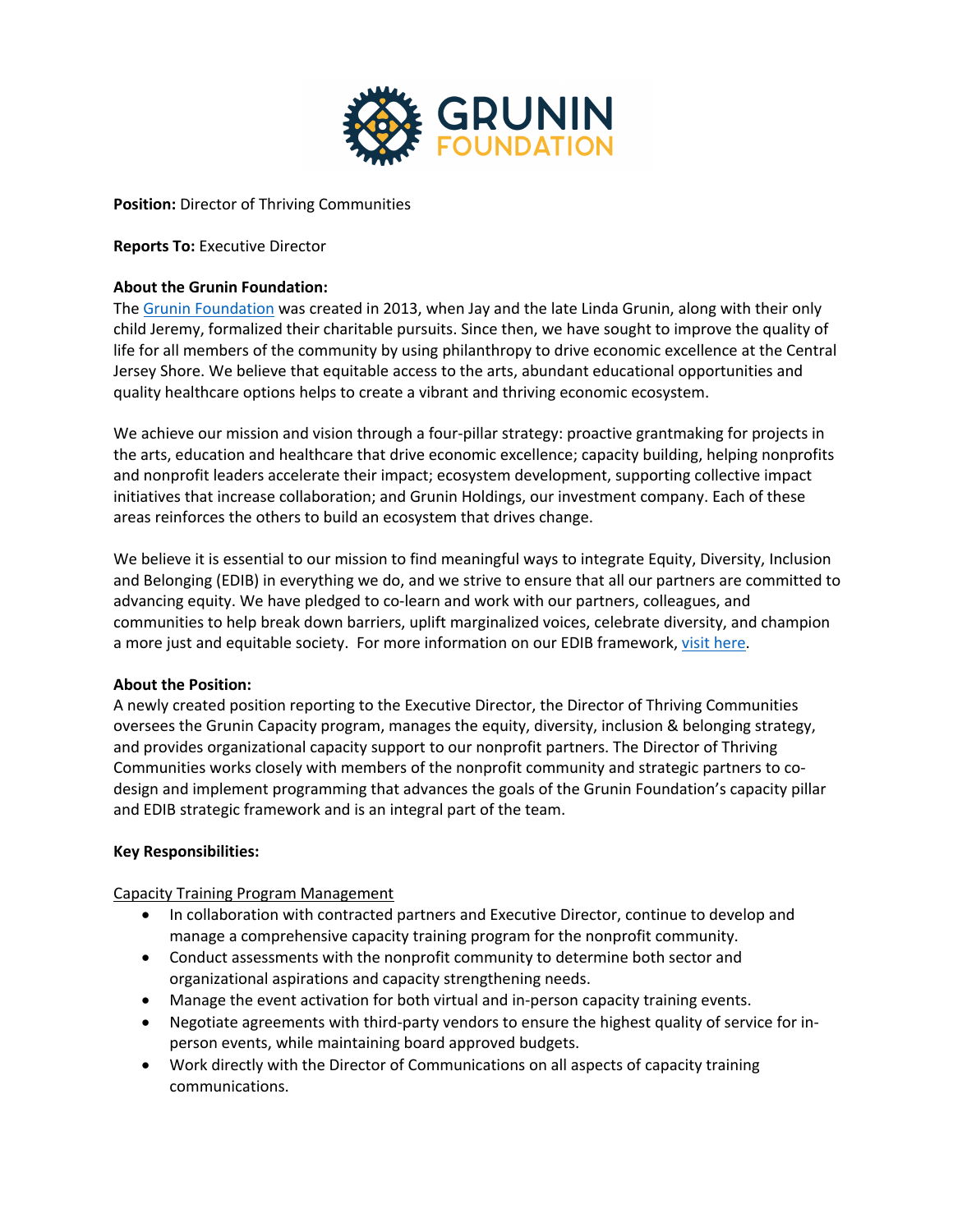**Position:** Director of Thriving Communities

**Reports To:** Executive Director

**About the Grunin Foundation:**
The Grunin Foundation was created in 2013, when Jay and the late Linda Grunin, along with their only child Jeremy, formalized their charitable pursuits. Since then, we have sought to improve the quality of life for all members of the community by using philanthropy to drive economic excellence at the Central Jersey Shore. We believe that equitable access to the arts, abundant educational opportunities and quality healthcare options helps to create a vibrant and thriving economic ecosystem.

We achieve our mission and vision through a four-pillar strategy: proactive grantmaking for projects in the arts, education and healthcare that drive economic excellence; capacity building, helping nonprofits and nonprofit leaders accelerate their impact; ecosystem development, supporting collective impact initiatives that increase collaboration; and Grunin Holdings, our investment company. Each of these areas reinforces the others to build an ecosystem that drives change.

We believe it is essential to our mission to find meaningful ways to integrate Equity, Diversity, Inclusion and Belonging (EDIB) in everything we do, and we strive to ensure that all our partners are committed to advancing equity. We have pledged to co-learn and work with our partners, colleagues, and communities to help break down barriers, uplift marginalized voices, celebrate diversity, and champion a more just and equitable society. For more information on our EDIB framework, visit here.

**About the Position:**
A newly created position reporting to the Executive Director, the Director of Thriving Communities oversees the Grunin Capacity program, manages the equity, diversity, inclusion & belonging strategy, and provides organizational capacity support to our nonprofit partners. The Director of Thriving Communities works closely with members of the nonprofit community and strategic partners to co-design and implement programming that advances the goals of the Grunin Foundation's capacity pillar and EDIB strategic framework and is an integral part of the team.

**Key Responsibilities:**

Capacity Training Program Management

- In collaboration with contracted partners and Executive Director, continue to develop and manage a comprehensive capacity training program for the nonprofit community.
- Conduct assessments with the nonprofit community to determine both sector and organizational aspirations and capacity strengthening needs.
- Manage the event activation for both virtual and in-person capacity training events.
- Negotiate agreements with third-party vendors to ensure the highest quality of service for in-person events, while maintaining board approved budgets.
- Work directly with the Director of Communications on all aspects of capacity training communications.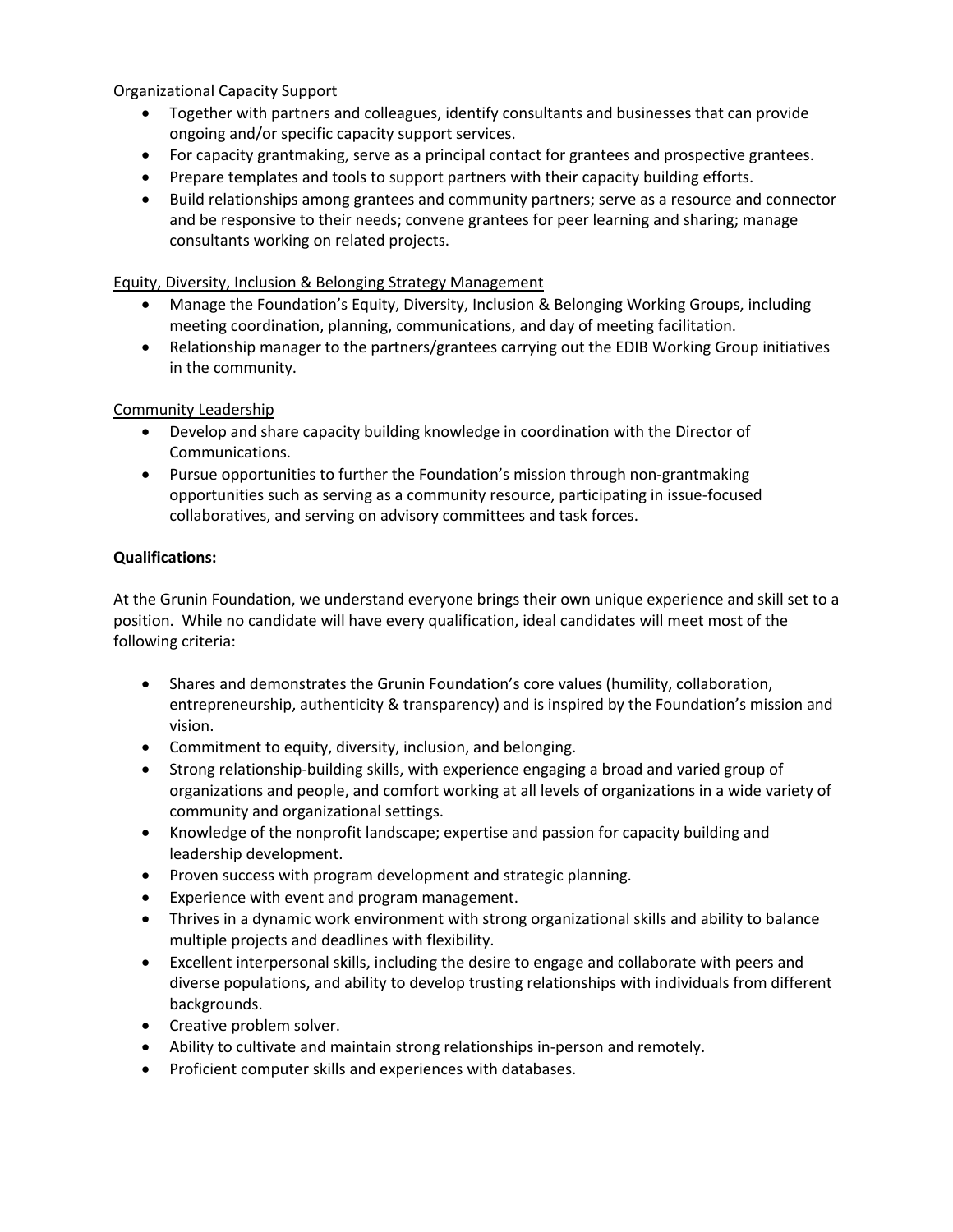Organizational Capacity Support

- Together with partners and colleagues, identify consultants and businesses that can provide ongoing and/or specific capacity support services.
- For capacity grantmaking, serve as a principal contact for grantees and prospective grantees.
- Prepare templates and tools to support partners with their capacity building efforts.
- Build relationships among grantees and community partners; serve as a resource and connector and be responsive to their needs; convene grantees for peer learning and sharing; manage consultants working on related projects.

Equity, Diversity, Inclusion & Belonging Strategy Management

- Manage the Foundation's Equity, Diversity, Inclusion & Belonging Working Groups, including meeting coordination, planning, communications, and day of meeting facilitation.
- Relationship manager to the partners/grantees carrying out the EDIB Working Group initiatives in the community.

Community Leadership

- Develop and share capacity building knowledge in coordination with the Director of Communications.
- Pursue opportunities to further the Foundation's mission through non-grantmaking opportunities such as serving as a community resource, participating in issue-focused collaboratives, and serving on advisory committees and task forces.

**Qualifications:**

At the Grunin Foundation, we understand everyone brings their own unique experience and skill set to a position. While no candidate will have every qualification, ideal candidates will meet most of the following criteria:

- Shares and demonstrates the Grunin Foundation's core values (humility, collaboration, entrepreneurship, authenticity & transparency) and is inspired by the Foundation's mission and vision.
- Commitment to equity, diversity, inclusion, and belonging.
- Strong relationship-building skills, with experience engaging a broad and varied group of organizations and people, and comfort working at all levels of organizations in a wide variety of community and organizational settings.
- Knowledge of the nonprofit landscape; expertise and passion for capacity building and leadership development.
- Proven success with program development and strategic planning.
- Experience with event and program management.
- Thrives in a dynamic work environment with strong organizational skills and ability to balance multiple projects and deadlines with flexibility.
- Excellent interpersonal skills, including the desire to engage and collaborate with peers and diverse populations, and ability to develop trusting relationships with individuals from different backgrounds.
- Creative problem solver.
- Ability to cultivate and maintain strong relationships in-person and remotely.
- Proficient computer skills and experiences with databases.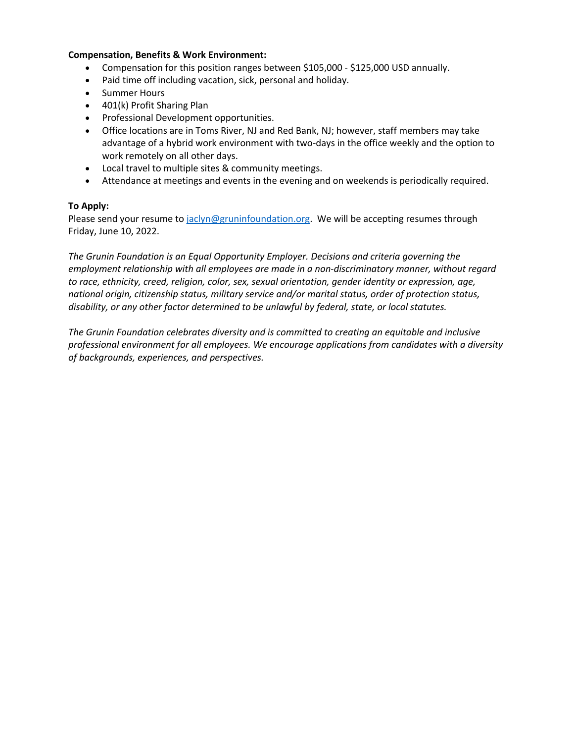**Compensation, Benefits & Work Environment:**

- Compensation for this position ranges between $105,000 - $125,000 USD annually.
- Paid time off including vacation, sick, personal and holiday.
- Summer Hours
- 401(k) Profit Sharing Plan
- Professional Development opportunities.
- Office locations are in Toms River, NJ and Red Bank, NJ; however, staff members may take advantage of a hybrid work environment with two-days in the office weekly and the option to work remotely on all other days.
- Local travel to multiple sites & community meetings.
- Attendance at meetings and events in the evening and on weekends is periodically required.

**To Apply:**

Please send your resume to [jaclyn@gruninfoundation.org](mailto:jaclyn@gruninfoundation.org). We will be accepting resumes through Friday, June 10, 2022.

*The Grunin Foundation is an Equal Opportunity Employer. Decisions and criteria governing the employment relationship with all employees are made in a non-discriminatory manner, without regard to race, ethnicity, creed, religion, color, sex, sexual orientation, gender identity or expression, age, national origin, citizenship status, military service and/or marital status, order of protection status, disability, or any other factor determined to be unlawful by federal, state, or local statutes.*

*The Grunin Foundation celebrates diversity and is committed to creating an equitable and inclusive professional environment for all employees. We encourage applications from candidates with a diversity of backgrounds, experiences, and perspectives.*